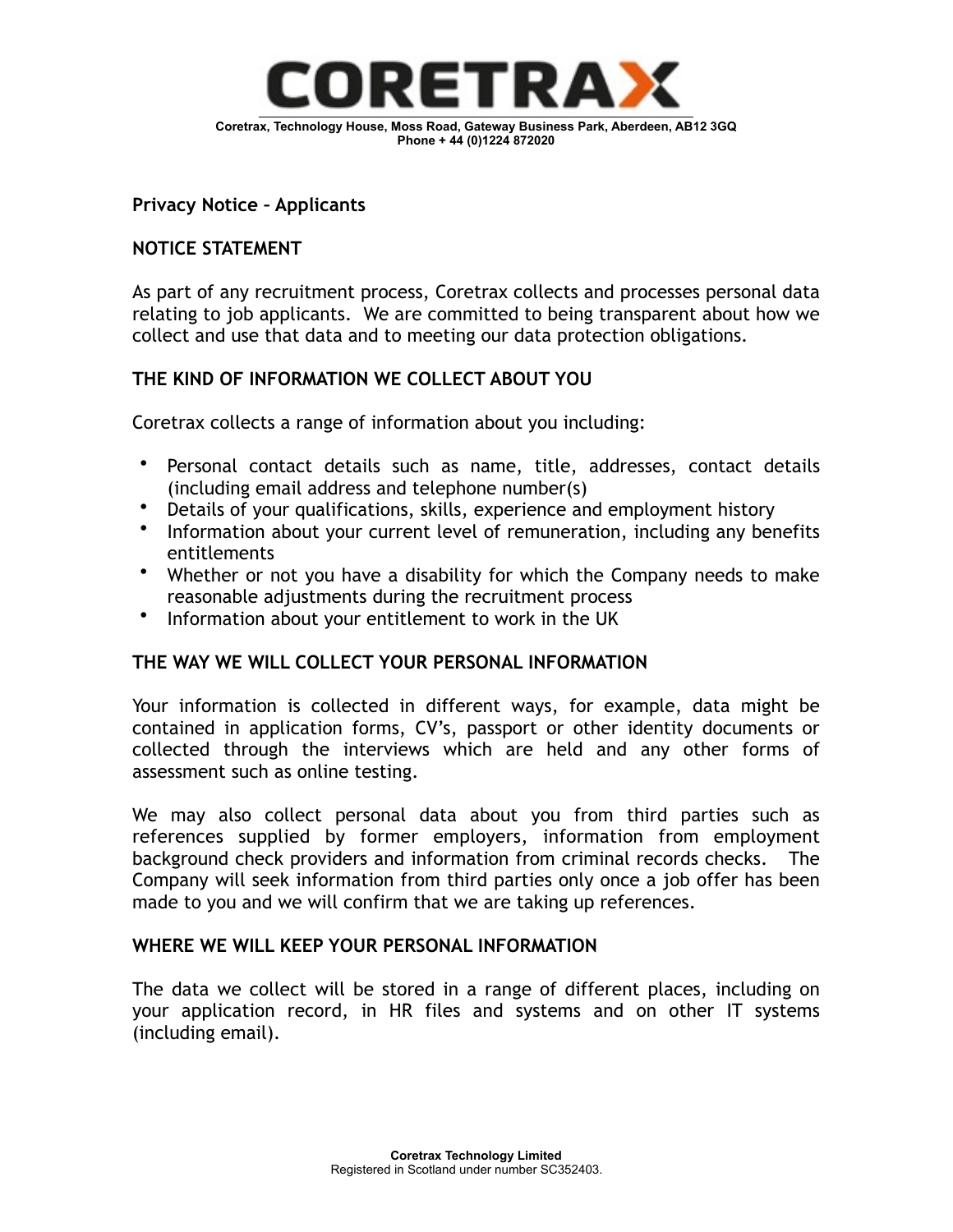# CORETRAX

Coretrax, Technology House, Moss Road, Gateway Business Park, Aberdeen, AB12 3GQ
Phone + 44 (0)1224 872020

**Privacy Notice – Applicants**

## NOTICE STATEMENT

As part of any recruitment process, Coretrax collects and processes personal data relating to job applicants. We are committed to being transparent about how we collect and use that data and to meeting our data protection obligations.

## THE KIND OF INFORMATION WE COLLECT ABOUT YOU

Coretrax collects a range of information about you including:

- Personal contact details such as name, title, addresses, contact details (including email address and telephone number(s)
- Details of your qualifications, skills, experience and employment history
- Information about your current level of remuneration, including any benefits entitlements
- Whether or not you have a disability for which the Company needs to make reasonable adjustments during the recruitment process
- Information about your entitlement to work in the UK

## THE WAY WE WILL COLLECT YOUR PERSONAL INFORMATION

Your information is collected in different ways, for example, data might be contained in application forms, CV's, passport or other identity documents or collected through the interviews which are held and any other forms of assessment such as online testing.

We may also collect personal data about you from third parties such as references supplied by former employers, information from employment background check providers and information from criminal records checks. The Company will seek information from third parties only once a job offer has been made to you and we will confirm that we are taking up references.

## WHERE WE WILL KEEP YOUR PERSONAL INFORMATION

The data we collect will be stored in a range of different places, including on your application record, in HR files and systems and on other IT systems (including email).

Coretrax Technology Limited
Registered in Scotland under number SC352403.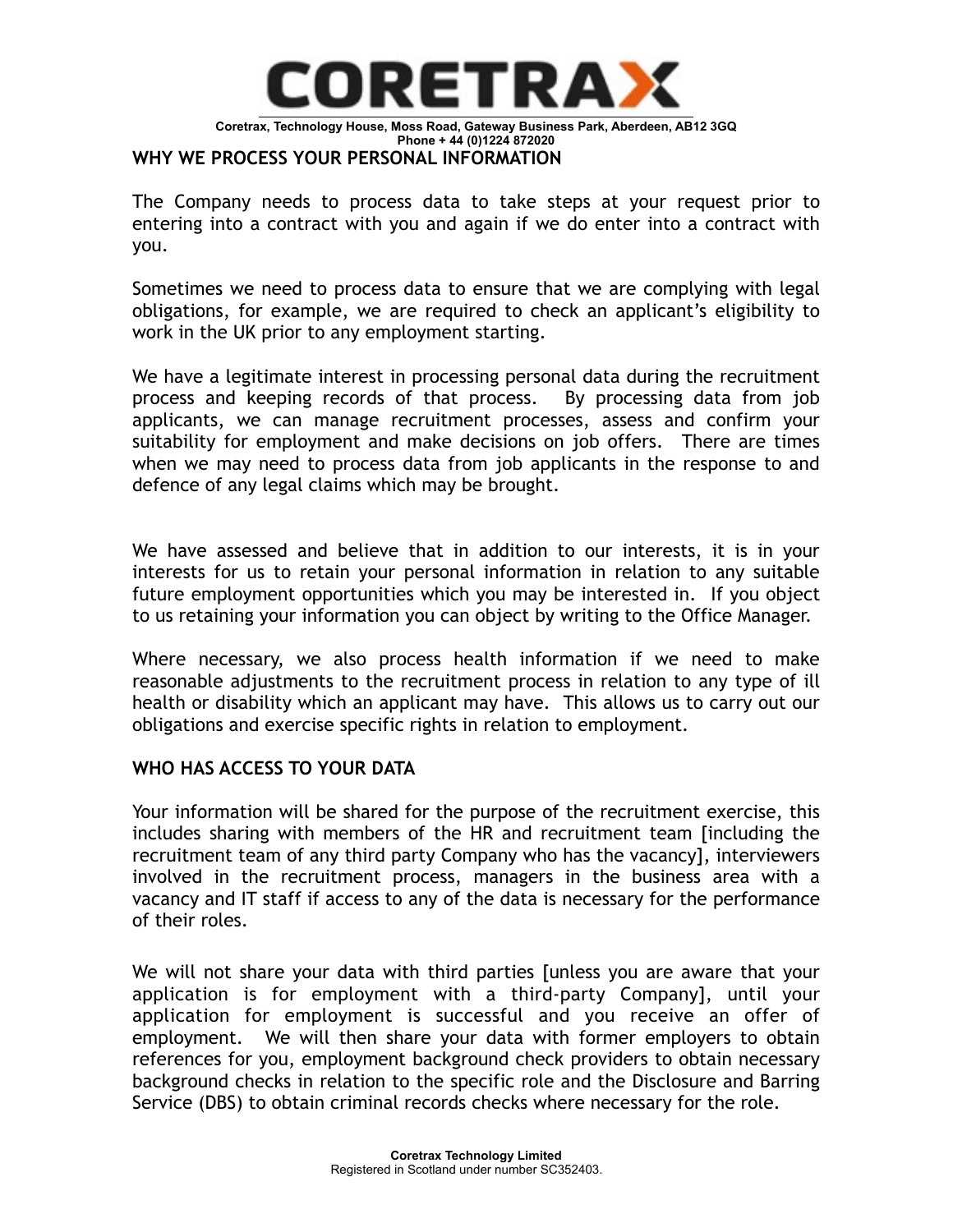## WHY WE PROCESS YOUR PERSONAL INFORMATION

The Company needs to process data to take steps at your request prior to entering into a contract with you and again if we do enter into a contract with you.

Sometimes we need to process data to ensure that we are complying with legal obligations, for example, we are required to check an applicant's eligibility to work in the UK prior to any employment starting.

We have a legitimate interest in processing personal data during the recruitment process and keeping records of that process. By processing data from job applicants, we can manage recruitment processes, assess and confirm your suitability for employment and make decisions on job offers. There are times when we may need to process data from job applicants in the response to and defence of any legal claims which may be brought.

We have assessed and believe that in addition to our interests, it is in your interests for us to retain your personal information in relation to any suitable future employment opportunities which you may be interested in. If you object to us retaining your information you can object by writing to the Office Manager.

Where necessary, we also process health information if we need to make reasonable adjustments to the recruitment process in relation to any type of ill health or disability which an applicant may have. This allows us to carry out our obligations and exercise specific rights in relation to employment.

## WHO HAS ACCESS TO YOUR DATA

Your information will be shared for the purpose of the recruitment exercise, this includes sharing with members of the HR and recruitment team [including the recruitment team of any third party Company who has the vacancy], interviewers involved in the recruitment process, managers in the business area with a vacancy and IT staff if access to any of the data is necessary for the performance of their roles.

We will not share your data with third parties [unless you are aware that your application is for employment with a third-party Company], until your application for employment is successful and you receive an offer of employment. We will then share your data with former employers to obtain references for you, employment background check providers to obtain necessary background checks in relation to the specific role and the Disclosure and Barring Service (DBS) to obtain criminal records checks where necessary for the role.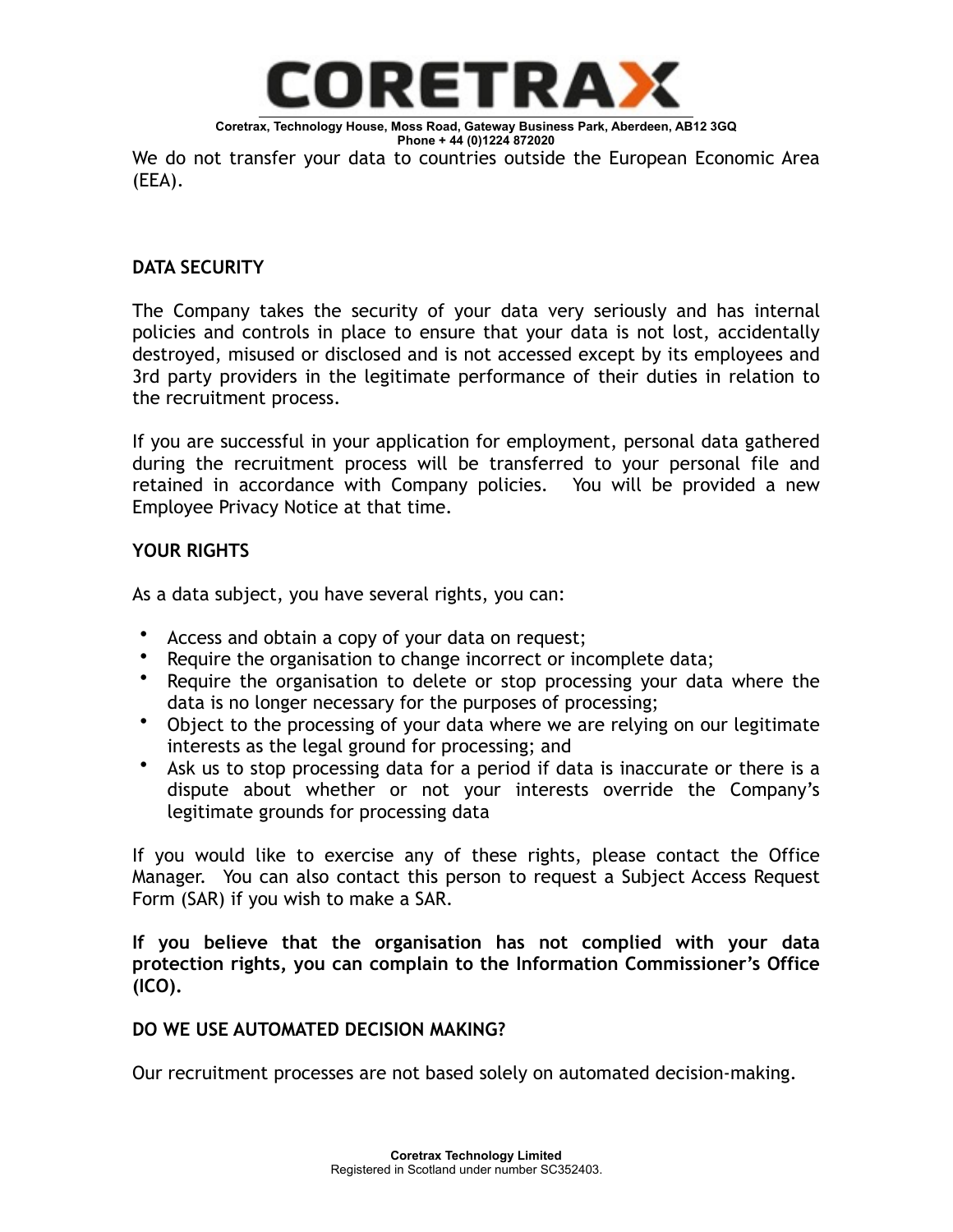We do not transfer your data to countries outside the European Economic Area (EEA).

## DATA SECURITY

The Company takes the security of your data very seriously and has internal policies and controls in place to ensure that your data is not lost, accidentally destroyed, misused or disclosed and is not accessed except by its employees and 3rd party providers in the legitimate performance of their duties in relation to the recruitment process.

If you are successful in your application for employment, personal data gathered during the recruitment process will be transferred to your personal file and retained in accordance with Company policies. You will be provided a new Employee Privacy Notice at that time.

## YOUR RIGHTS

As a data subject, you have several rights, you can:

- Access and obtain a copy of your data on request;
- Require the organisation to change incorrect or incomplete data;
- Require the organisation to delete or stop processing your data where the data is no longer necessary for the purposes of processing;
- Object to the processing of your data where we are relying on our legitimate interests as the legal ground for processing; and
- Ask us to stop processing data for a period if data is inaccurate or there is a dispute about whether or not your interests override the Company's legitimate grounds for processing data

If you would like to exercise any of these rights, please contact the Office Manager. You can also contact this person to request a Subject Access Request Form (SAR) if you wish to make a SAR.

**If you believe that the organisation has not complied with your data protection rights, you can complain to the Information Commissioner's Office (ICO).**

## DO WE USE AUTOMATED DECISION MAKING?

Our recruitment processes are not based solely on automated decision-making.